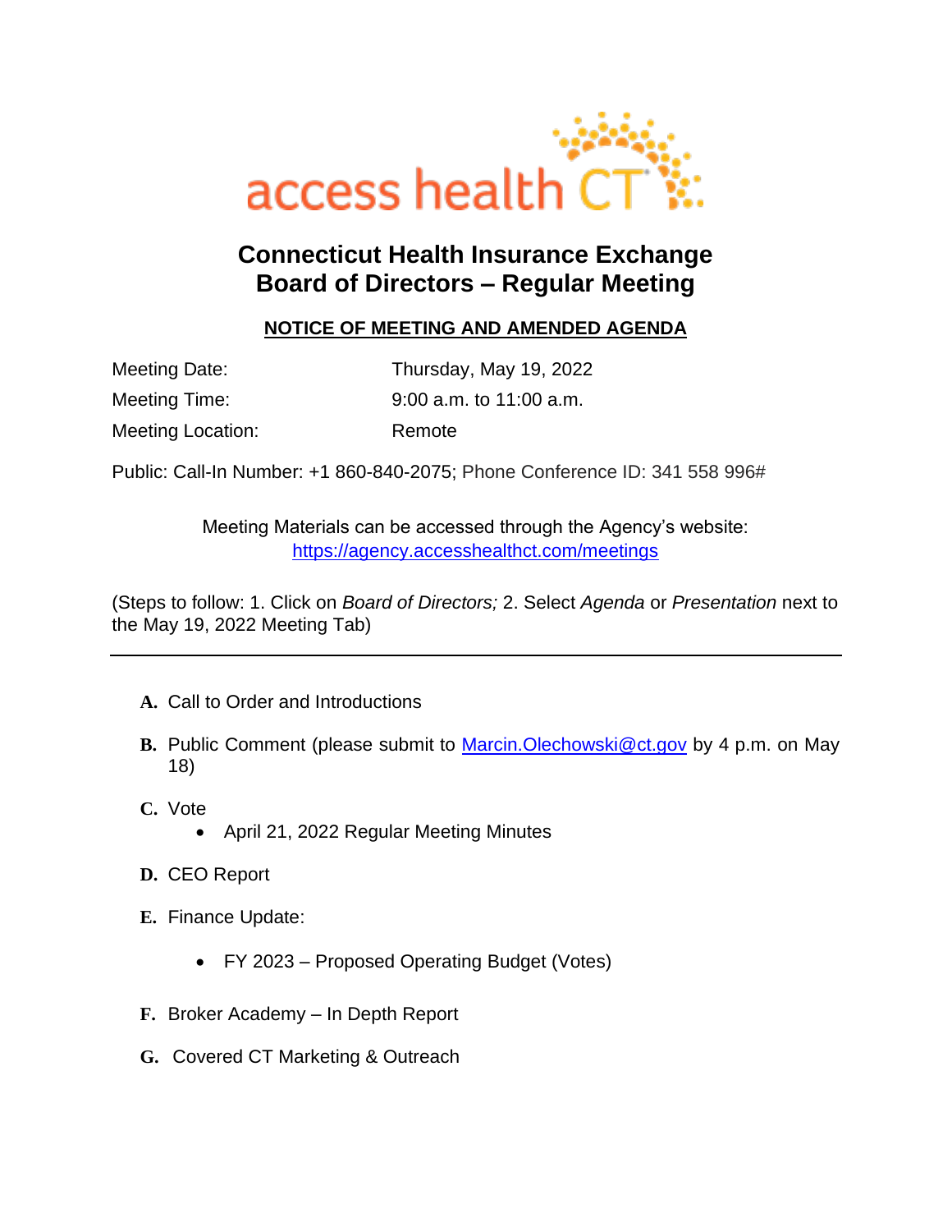access health CT

# Connecticut Health Insurance Exchange
# Board of Directors – Regular Meeting

**NOTICE OF MEETING AND AMENDED AGENDA**

| | |
|---|---|
| Meeting Date: | Thursday, May 19, 2022 |
| Meeting Time: | 9:00 a.m. to 11:00 a.m. |
| Meeting Location: | Remote |

Public: Call-In Number: +1 860-840-2075; Phone Conference ID: 341 558 996#

Meeting Materials can be accessed through the Agency's website:
https://agency.accesshealthct.com/meetings

(Steps to follow: 1. Click on *Board of Directors;* 2. Select *Agenda* or *Presentation* next to the May 19, 2022 Meeting Tab)

---

**A.** Call to Order and Introductions

**B.** Public Comment (please submit to Marcin.Olechowski@ct.gov by 4 p.m. on May 18)

**C.** Vote
- April 21, 2022 Regular Meeting Minutes

**D.** CEO Report

**E.** Finance Update:
- FY 2023 – Proposed Operating Budget (Votes)

**F.** Broker Academy – In Depth Report

**G.** Covered CT Marketing & Outreach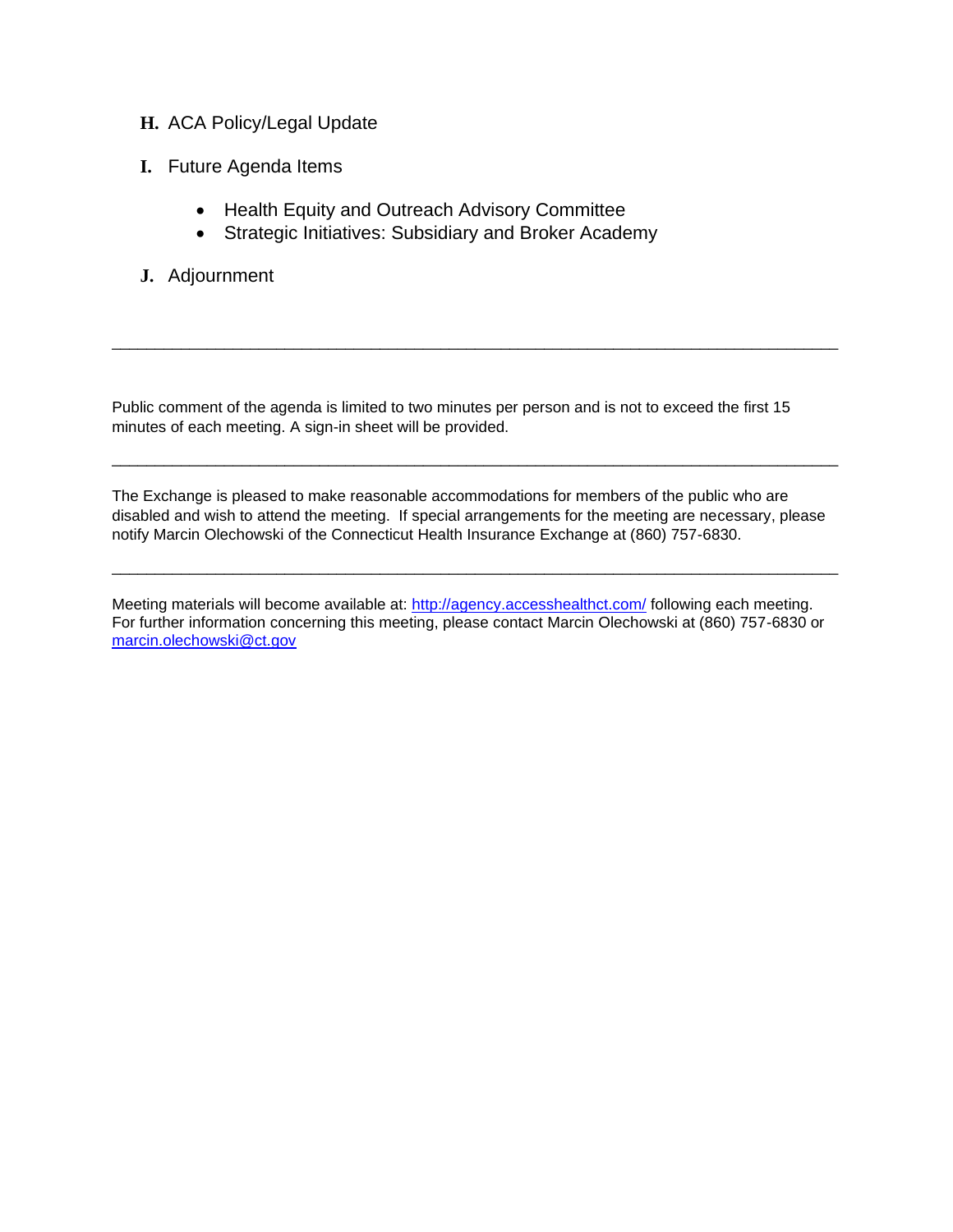**H.** ACA Policy/Legal Update

**I.** Future Agenda Items

- Health Equity and Outreach Advisory Committee
- Strategic Initiatives: Subsidiary and Broker Academy

**J.** Adjournment

---

Public comment of the agenda is limited to two minutes per person and is not to exceed the first 15 minutes of each meeting. A sign-in sheet will be provided.

---

The Exchange is pleased to make reasonable accommodations for members of the public who are disabled and wish to attend the meeting. If special arrangements for the meeting are necessary, please notify Marcin Olechowski of the Connecticut Health Insurance Exchange at (860) 757-6830.

---

Meeting materials will become available at: [http://agency.accesshealthct.com/](http://agency.accesshealthct.com/) following each meeting. For further information concerning this meeting, please contact Marcin Olechowski at (860) 757-6830 or [marcin.olechowski@ct.gov](mailto:marcin.olechowski@ct.gov)